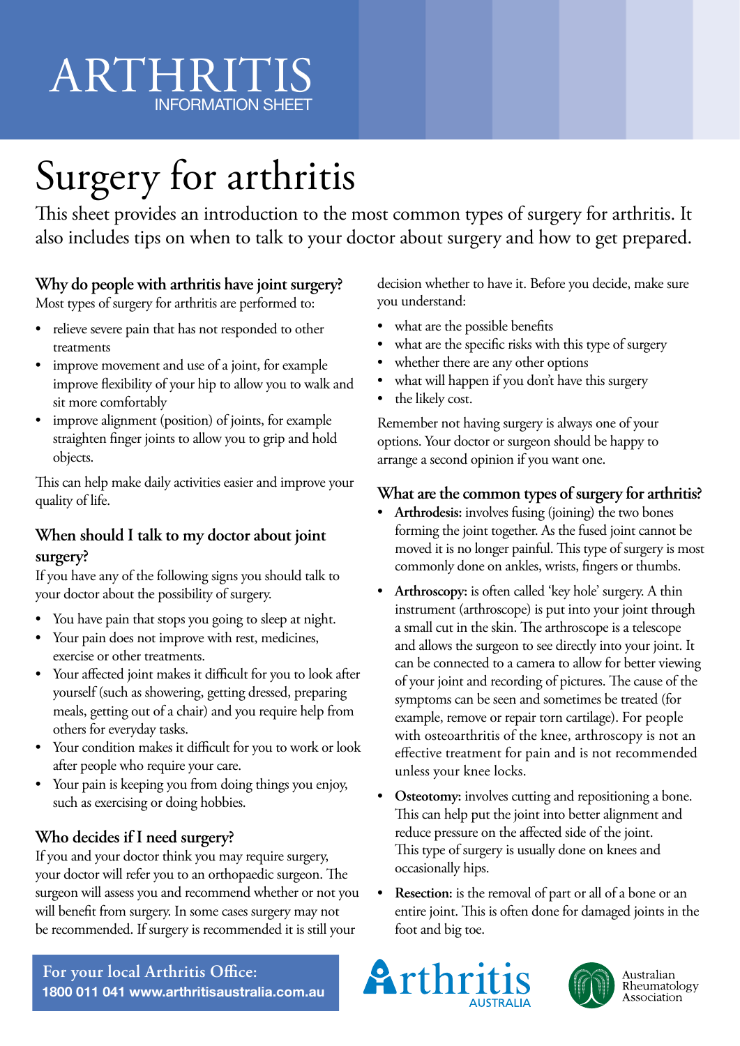# ARTHRITIS INFORMATION SHEET

# Surgery for arthritis

This sheet provides an introduction to the most common types of surgery for arthritis. It also includes tips on when to talk to your doctor about surgery and how to get prepared.

## Why do people with arthritis have joint surgery?

Most types of surgery for arthritis are performed to:

- relieve severe pain that has not responded to other treatments
- improve movement and use of a joint, for example improve flexibility of your hip to allow you to walk and sit more comfortably
- improve alignment (position) of joints, for example straighten finger joints to allow you to grip and hold objects.

This can help make daily activities easier and improve your quality of life.

## When should I talk to my doctor about joint surgery?

If you have any of the following signs you should talk to your doctor about the possibility of surgery.

- You have pain that stops you going to sleep at night.
- Your pain does not improve with rest, medicines, exercise or other treatments.
- Your affected joint makes it difficult for you to look after yourself (such as showering, getting dressed, preparing meals, getting out of a chair) and you require help from others for everyday tasks.
- Your condition makes it difficult for you to work or look after people who require your care.
- Your pain is keeping you from doing things you enjoy, such as exercising or doing hobbies.

## Who decides if I need surgery?

If you and your doctor think you may require surgery, your doctor will refer you to an orthopaedic surgeon. The surgeon will assess you and recommend whether or not you will benefit from surgery. In some cases surgery may not be recommended. If surgery is recommended it is still your decision whether to have it. Before you decide, make sure you understand:

- what are the possible benefits
- what are the specific risks with this type of surgery
- whether there are any other options
- what will happen if you don't have this surgery
- the likely cost.

Remember not having surgery is always one of your options. Your doctor or surgeon should be happy to arrange a second opinion if you want one.

## What are the common types of surgery for arthritis?

- **Arthrodesis:** involves fusing (joining) the two bones forming the joint together. As the fused joint cannot be moved it is no longer painful. This type of surgery is most commonly done on ankles, wrists, fingers or thumbs.
- **Arthroscopy:** is often called 'key hole' surgery. A thin instrument (arthroscope) is put into your joint through a small cut in the skin. The arthroscope is a telescope and allows the surgeon to see directly into your joint. It can be connected to a camera to allow for better viewing of your joint and recording of pictures. The cause of the symptoms can be seen and sometimes be treated (for example, remove or repair torn cartilage). For people with osteoarthritis of the knee, arthroscopy is not an effective treatment for pain and is not recommended unless your knee locks.
- **Osteotomy:** involves cutting and repositioning a bone. This can help put the joint into better alignment and reduce pressure on the affected side of the joint. This type of surgery is usually done on knees and occasionally hips.
- **Resection:** is the removal of part or all of a bone or an entire joint. This is often done for damaged joints in the foot and big toe.

**For your local Arthritis Office:**
1800 011 041 www.arthritisaustralia.com.au

Arthritis Australia

Australian Rheumatology Association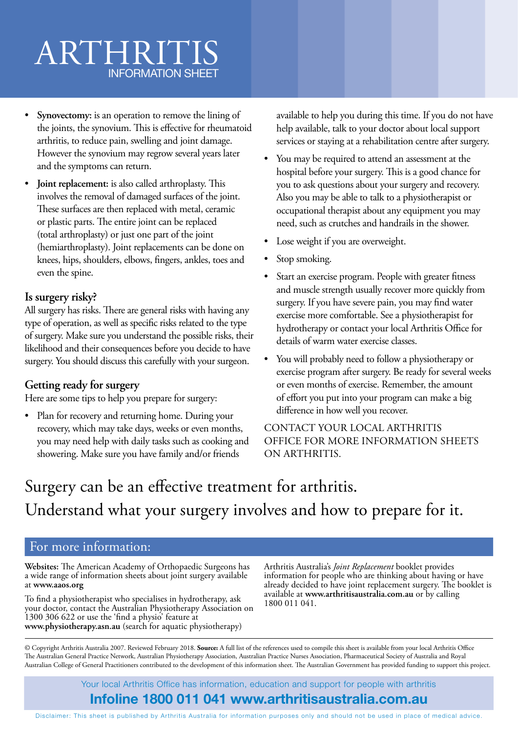- **Synovectomy:** is an operation to remove the lining of the joints, the synovium. This is effective for rheumatoid arthritis, to reduce pain, swelling and joint damage. However the synovium may regrow several years later and the symptoms can return.
- **Joint replacement:** is also called arthroplasty. This involves the removal of damaged surfaces of the joint. These surfaces are then replaced with metal, ceramic or plastic parts. The entire joint can be replaced (total arthroplasty) or just one part of the joint (hemiarthroplasty). Joint replacements can be done on knees, hips, shoulders, elbows, fingers, ankles, toes and even the spine.

## Is surgery risky?

All surgery has risks. There are general risks with having any type of operation, as well as specific risks related to the type of surgery. Make sure you understand the possible risks, their likelihood and their consequences before you decide to have surgery. You should discuss this carefully with your surgeon.

## Getting ready for surgery

Here are some tips to help you prepare for surgery:

- Plan for recovery and returning home. During your recovery, which may take days, weeks or even months, you may need help with daily tasks such as cooking and showering. Make sure you have family and/or friends available to help you during this time. If you do not have help available, talk to your doctor about local support services or staying at a rehabilitation centre after surgery.
- You may be required to attend an assessment at the hospital before your surgery. This is a good chance for you to ask questions about your surgery and recovery. Also you may be able to talk to a physiotherapist or occupational therapist about any equipment you may need, such as crutches and handrails in the shower.
- Lose weight if you are overweight.
- Stop smoking.
- Start an exercise program. People with greater fitness and muscle strength usually recover more quickly from surgery. If you have severe pain, you may find water exercise more comfortable. See a physiotherapist for hydrotherapy or contact your local Arthritis Office for details of warm water exercise classes.
- You will probably need to follow a physiotherapy or exercise program after surgery. Be ready for several weeks or even months of exercise. Remember, the amount of effort you put into your program can make a big difference in how well you recover.

CONTACT YOUR LOCAL ARTHRITIS OFFICE FOR MORE INFORMATION SHEETS ON ARTHRITIS.

Surgery can be an effective treatment for arthritis. Understand what your surgery involves and how to prepare for it.

## For more information:

**Websites:** The American Academy of Orthopaedic Surgeons has a wide range of information sheets about joint surgery available at **www.aaos.org**

To find a physiotherapist who specialises in hydrotherapy, ask your doctor, contact the Australian Physiotherapy Association on 1300 306 622 or use the 'find a physio' feature at **www.physiotherapy.asn.au** (search for aquatic physiotherapy)

Arthritis Australia's *Joint Replacement* booklet provides information for people who are thinking about having or have already decided to have joint replacement surgery. The booklet is available at **www.arthritisaustralia.com.au** or by calling 1800 011 041.

© Copyright Arthritis Australia 2007. Reviewed February 2018. **Source:** A full list of the references used to compile this sheet is available from your local Arthritis Office
The Australian General Practice Network, Australian Physiotherapy Association, Australian Practice Nurses Association, Pharmaceutical Society of Australia and Royal Australian College of General Practitioners contributed to the development of this information sheet. The Australian Government has provided funding to support this project.

Your local Arthritis Office has information, education and support for people with arthritis

**Infoline 1800 011 041 www.arthritisaustralia.com.au**

Disclaimer: This sheet is published by Arthritis Australia for information purposes only and should not be used in place of medical advice.